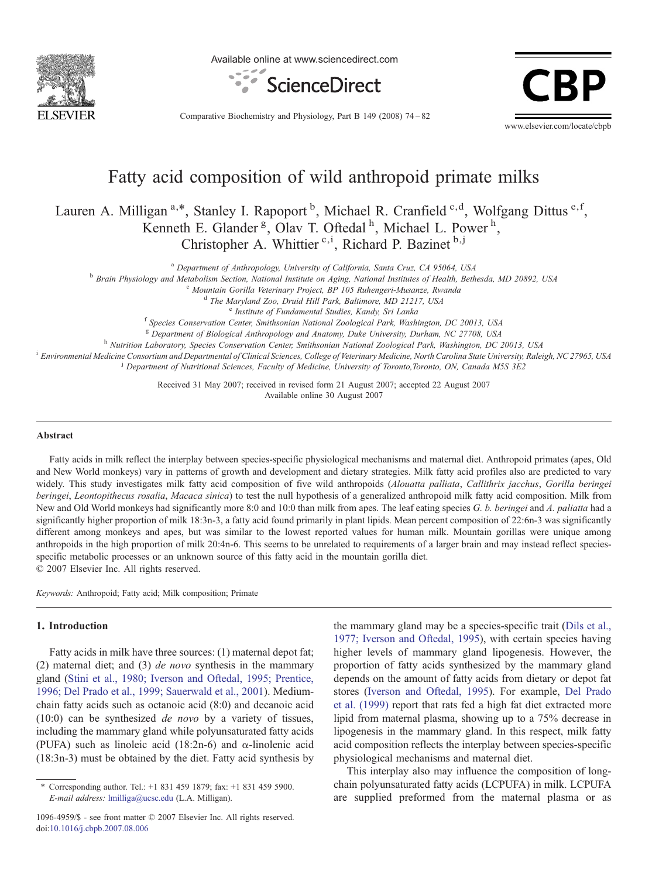# Fatty acid composition of wild anthropoid primate milks

Lauren A. Milligan [a,*], Stanley I. Rapoport [b], Michael R. Cranfield [c,d], Wolfgang Dittus [e,f], Kenneth E. Glander [g], Olav T. Oftedal [h], Michael L. Power [h], Christopher A. Whittier [c,i], Richard P. Bazinet [b,j]

[a] Department of Anthropology, University of California, Santa Cruz, CA 95064, USA
[b] Brain Physiology and Metabolism Section, National Institute on Aging, National Institutes of Health, Bethesda, MD 20892, USA
[c] Mountain Gorilla Veterinary Project, BP 105 Ruhengeri-Musanze, Rwanda
[d] The Maryland Zoo, Druid Hill Park, Baltimore, MD 21217, USA
[e] Institute of Fundamental Studies, Kandy, Sri Lanka
[f] Species Conservation Center, Smithsonian National Zoological Park, Washington, DC 20013, USA
[g] Department of Biological Anthropology and Anatomy, Duke University, Durham, NC 27708, USA
[h] Nutrition Laboratory, Species Conservation Center, Smithsonian National Zoological Park, Washington, DC 20013, USA
[i] Environmental Medicine Consortium and Departmental of Clinical Sciences, College of Veterinary Medicine, North Carolina State University, Raleigh, NC 27965, USA
[j] Department of Nutritional Sciences, Faculty of Medicine, University of Toronto,Toronto, ON, Canada M5S 3E2

Received 31 May 2007; received in revised form 21 August 2007; accepted 22 August 2007
Available online 30 August 2007

## Abstract

Fatty acids in milk reflect the interplay between species-specific physiological mechanisms and maternal diet. Anthropoid primates (apes, Old and New World monkeys) vary in patterns of growth and development and dietary strategies. Milk fatty acid profiles also are predicted to vary widely. This study investigates milk fatty acid composition of five wild anthropoids (*Alouatta palliata*, *Callithrix jacchus*, *Gorilla beringei beringei*, *Leontopithecus rosalia*, *Macaca sinica*) to test the null hypothesis of a generalized anthropoid milk fatty acid composition. Milk from New and Old World monkeys had significantly more 8:0 and 10:0 than milk from apes. The leaf eating species *G. b. beringei* and *A. paliatta* had a significantly higher proportion of milk 18:3n-3, a fatty acid found primarily in plant lipids. Mean percent composition of 22:6n-3 was significantly different among monkeys and apes, but was similar to the lowest reported values for human milk. Mountain gorillas were unique among anthropoids in the high proportion of milk 20:4n-6. This seems to be unrelated to requirements of a larger brain and may instead reflect species-specific metabolic processes or an unknown source of this fatty acid in the mountain gorilla diet.

© 2007 Elsevier Inc. All rights reserved.

*Keywords:* Anthropoid; Fatty acid; Milk composition; Primate

## 1. Introduction

Fatty acids in milk have three sources: (1) maternal depot fat; (2) maternal diet; and (3) *de novo* synthesis in the mammary gland (Stini et al., 1980; Iverson and Oftedal, 1995; Prentice, 1996; Del Prado et al., 1999; Sauerwald et al., 2001). Medium-chain fatty acids such as octanoic acid (8:0) and decanoic acid (10:0) can be synthesized *de novo* by a variety of tissues, including the mammary gland while polyunsaturated fatty acids (PUFA) such as linoleic acid (18:2n-6) and α-linolenic acid (18:3n-3) must be obtained by the diet. Fatty acid synthesis by the mammary gland may be a species-specific trait (Dils et al., 1977; Iverson and Oftedal, 1995), with certain species having higher levels of mammary gland lipogenesis. However, the proportion of fatty acids synthesized by the mammary gland depends on the amount of fatty acids from dietary or depot fat stores (Iverson and Oftedal, 1995). For example, Del Prado et al. (1999) report that rats fed a high fat diet extracted more lipid from maternal plasma, showing up to a 75% decrease in lipogenesis in the mammary gland. In this respect, milk fatty acid composition reflects the interplay between species-specific physiological mechanisms and maternal diet.

This interplay also may influence the composition of long-chain polyunsaturated fatty acids (LCPUFA) in milk. LCPUFA are supplied preformed from the maternal plasma or as

\* Corresponding author. Tel.: +1 831 459 1879; fax: +1 831 459 5900.
*E-mail address:* lmilliga@ucsc.edu (L.A. Milligan).

1096-4959/$ - see front matter © 2007 Elsevier Inc. All rights reserved.
doi:10.1016/j.cbpb.2007.08.006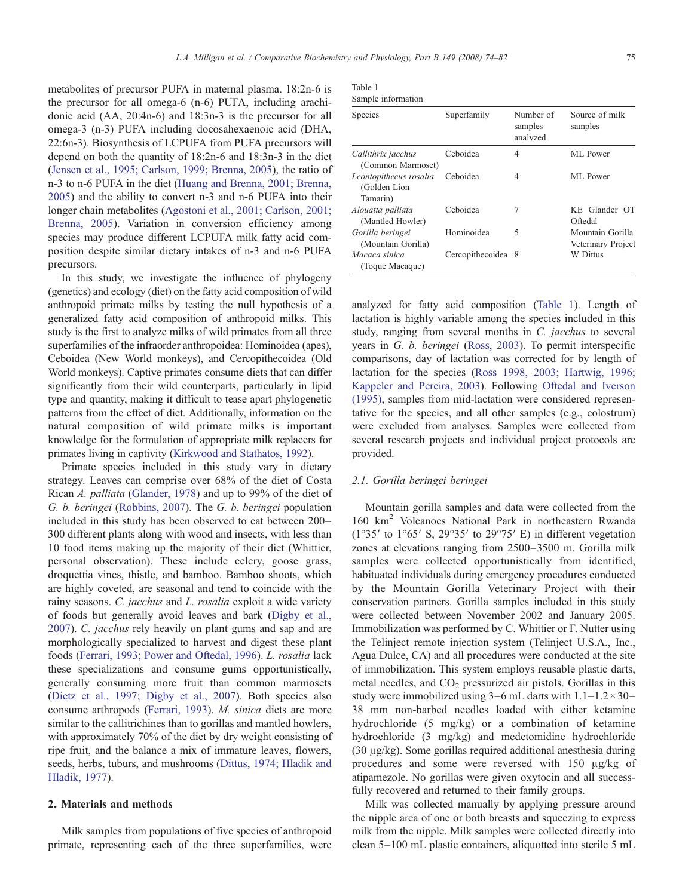metabolites of precursor PUFA in maternal plasma. 18:2n-6 is the precursor for all omega-6 (n-6) PUFA, including arachidonic acid (AA, 20:4n-6) and 18:3n-3 is the precursor for all omega-3 (n-3) PUFA including docosahexaenoic acid (DHA, 22:6n-3). Biosynthesis of LCPUFA from PUFA precursors will depend on both the quantity of 18:2n-6 and 18:3n-3 in the diet (Jensen et al., 1995; Carlson, 1999; Brenna, 2005), the ratio of n-3 to n-6 PUFA in the diet (Huang and Brenna, 2001; Brenna, 2005) and the ability to convert n-3 and n-6 PUFA into their longer chain metabolites (Agostoni et al., 2001; Carlson, 2001; Brenna, 2005). Variation in conversion efficiency among species may produce different LCPUFA milk fatty acid composition despite similar dietary intakes of n-3 and n-6 PUFA precursors.

In this study, we investigate the influence of phylogeny (genetics) and ecology (diet) on the fatty acid composition of wild anthropoid primate milks by testing the null hypothesis of a generalized fatty acid composition of anthropoid milks. This study is the first to analyze milks of wild primates from all three superfamilies of the infraorder anthropoidea: Hominoidea (apes), Ceboidea (New World monkeys), and Cercopithecoidea (Old World monkeys). Captive primates consume diets that can differ significantly from their wild counterparts, particularly in lipid type and quantity, making it difficult to tease apart phylogenetic patterns from the effect of diet. Additionally, information on the natural composition of wild primate milks is important knowledge for the formulation of appropriate milk replacers for primates living in captivity (Kirkwood and Stathatos, 1992).

Primate species included in this study vary in dietary strategy. Leaves can comprise over 68% of the diet of Costa Rican *A. palliata* (Glander, 1978) and up to 99% of the diet of *G. b. beringei* (Robbins, 2007). The *G. b. beringei* population included in this study has been observed to eat between 200–300 different plants along with wood and insects, with less than 10 food items making up the majority of their diet (Whittier, personal observation). These include celery, goose grass, droquettia vines, thistle, and bamboo. Bamboo shoots, which are highly coveted, are seasonal and tend to coincide with the rainy seasons. *C. jacchus* and *L. rosalia* exploit a wide variety of foods but generally avoid leaves and bark (Digby et al., 2007). *C. jacchus* rely heavily on plant gums and sap and are morphologically specialized to harvest and digest these plant foods (Ferrari, 1993; Power and Oftedal, 1996). *L. rosalia* lack these specializations and consume gums opportunistically, generally consuming more fruit than common marmosets (Dietz et al., 1997; Digby et al., 2007). Both species also consume arthropods (Ferrari, 1993). *M. sinica* diets are more similar to the callitrichines than to gorillas and mantled howlers, with approximately 70% of the diet by dry weight consisting of ripe fruit, and the balance a mix of immature leaves, flowers, seeds, herbs, tubers, and mushrooms (Dittus, 1974; Hladik and Hladik, 1977).

## 2. Materials and methods

Milk samples from populations of five species of anthropoid primate, representing each of the three superfamilies, were analyzed for fatty acid composition (Table 1). Length of lactation is highly variable among the species included in this study, ranging from several months in *C. jacchus* to several years in *G. b. beringei* (Ross, 2003). To permit interspecific comparisons, day of lactation was corrected for by length of lactation for the species (Ross 1998, 2003; Hartwig, 1996; Kappeler and Pereira, 2003). Following Oftedal and Iverson (1995), samples from mid-lactation were considered representative for the species, and all other samples (e.g., colostrum) were excluded from analyses. Samples were collected from several research projects and individual project protocols are provided.

Table 1
Sample information

| Species | Superfamily | Number of samples analyzed | Source of milk samples |
|---|---|---|---|
| *Callithrix jacchus* (Common Marmoset) | Ceboidea | 4 | ML Power |
| *Leontopithecus rosalia* (Golden Lion Tamarin) | Ceboidea | 4 | ML Power |
| *Alouatta palliata* (Mantled Howler) | Ceboidea | 7 | KE Glander OT Oftedal |
| *Gorilla beringei* (Mountain Gorilla) | Hominoidea | 5 | Mountain Gorilla Veterinary Project |
| *Macaca sinica* (Toque Macaque) | Cercopithecoidea | 8 | W Dittus |

### 2.1. *Gorilla beringei beringei*

Mountain gorilla samples and data were collected from the 160 km$^2$ Volcanoes National Park in northeastern Rwanda (1°35′ to 1°65′ S, 29°35′ to 29°75′ E) in different vegetation zones at elevations ranging from 2500–3500 m. Gorilla milk samples were collected opportunistically from identified, habituated individuals during emergency procedures conducted by the Mountain Gorilla Veterinary Project with their conservation partners. Gorilla samples included in this study were collected between November 2002 and January 2005. Immobilization was performed by C. Whittier or F. Nutter using the Telinject remote injection system (Telinject U.S.A., Inc., Agua Dulce, CA) and all procedures were conducted at the site of immobilization. This system employs reusable plastic darts, metal needles, and $CO_2$ pressurized air pistols. Gorillas in this study were immobilized using 3–6 mL darts with 1.1–1.2 × 30–38 mm non-barbed needles loaded with either ketamine hydrochloride (5 mg/kg) or a combination of ketamine hydrochloride (3 mg/kg) and medetomidine hydrochloride (30 µg/kg). Some gorillas required additional anesthesia during procedures and some were reversed with 150 µg/kg of atipamezole. No gorillas were given oxytocin and all successfully recovered and returned to their family groups.

Milk was collected manually by applying pressure around the nipple area of one or both breasts and squeezing to express milk from the nipple. Milk samples were collected directly into clean 5–100 mL plastic containers, aliquotted into sterile 5 mL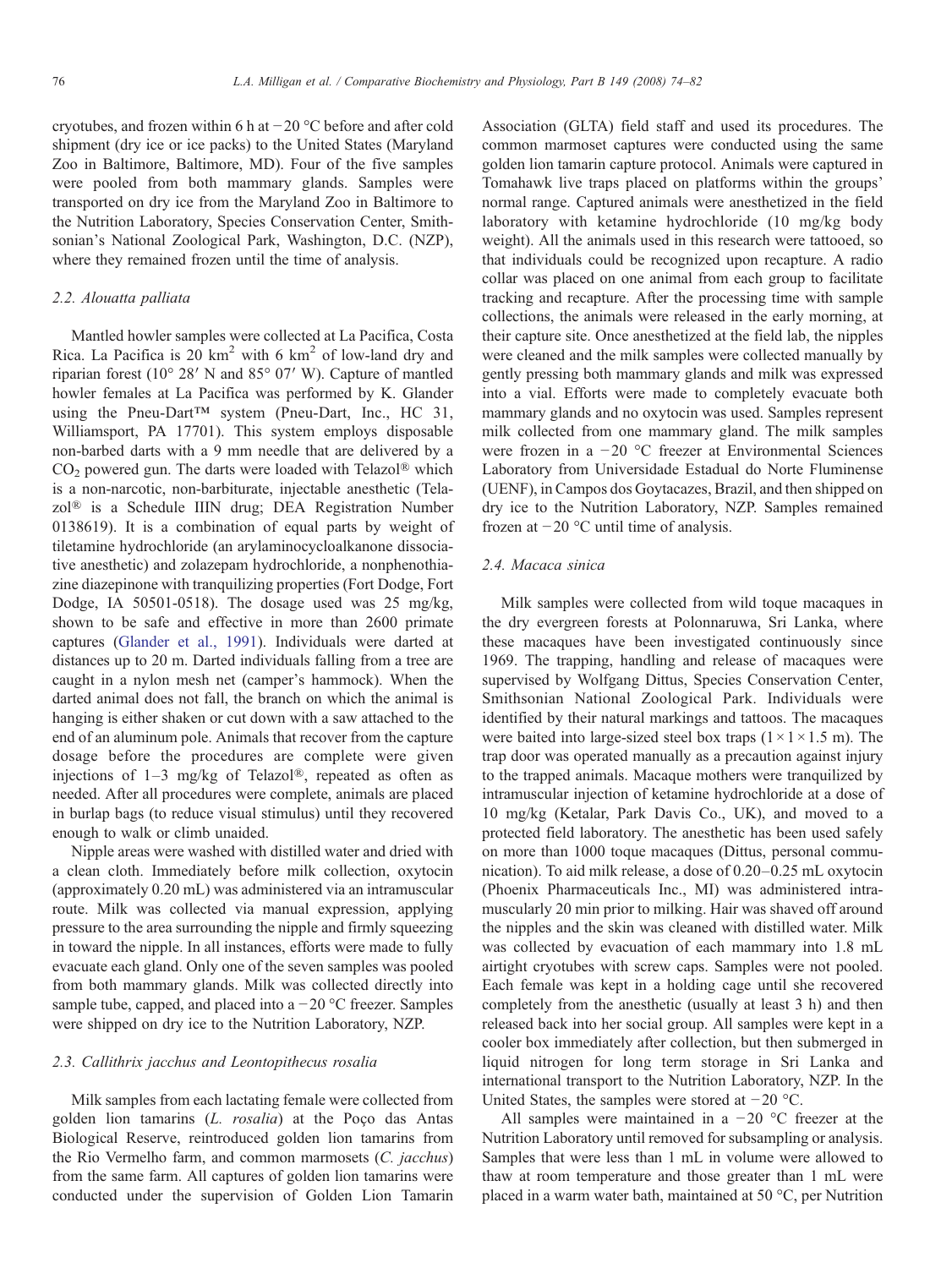cryotubes, and frozen within 6 h at −20 °C before and after cold shipment (dry ice or ice packs) to the United States (Maryland Zoo in Baltimore, Baltimore, MD). Four of the five samples were pooled from both mammary glands. Samples were transported on dry ice from the Maryland Zoo in Baltimore to the Nutrition Laboratory, Species Conservation Center, Smithsonian's National Zoological Park, Washington, D.C. (NZP), where they remained frozen until the time of analysis.

### 2.2. *Alouatta palliata*

Mantled howler samples were collected at La Pacifica, Costa Rica. La Pacifica is 20 $km^2$ with 6 $km^2$ of low-land dry and riparian forest (10° 28′ N and 85° 07′ W). Capture of mantled howler females at La Pacifica was performed by K. Glander using the Pneu-Dart™ system (Pneu-Dart, Inc., HC 31, Williamsport, PA 17701). This system employs disposable non-barbed darts with a 9 mm needle that are delivered by a $CO_2$ powered gun. The darts were loaded with Telazol® which is a non-narcotic, non-barbiturate, injectable anesthetic (Telazol® is a Schedule IIIN drug; DEA Registration Number 0138619). It is a combination of equal parts by weight of tiletamine hydrochloride (an arylaminocycloalkanone dissociative anesthetic) and zolazepam hydrochloride, a nonphenothiazine diazepinone with tranquilizing properties (Fort Dodge, Fort Dodge, IA 50501-0518). The dosage used was 25 mg/kg, shown to be safe and effective in more than 2600 primate captures (Glander et al., 1991). Individuals were darted at distances up to 20 m. Darted individuals falling from a tree are caught in a nylon mesh net (camper's hammock). When the darted animal does not fall, the branch on which the animal is hanging is either shaken or cut down with a saw attached to the end of an aluminum pole. Animals that recover from the capture dosage before the procedures are complete were given injections of 1–3 mg/kg of Telazol®, repeated as often as needed. After all procedures were complete, animals are placed in burlap bags (to reduce visual stimulus) until they recovered enough to walk or climb unaided.

Nipple areas were washed with distilled water and dried with a clean cloth. Immediately before milk collection, oxytocin (approximately 0.20 mL) was administered via an intramuscular route. Milk was collected via manual expression, applying pressure to the area surrounding the nipple and firmly squeezing in toward the nipple. In all instances, efforts were made to fully evacuate each gland. Only one of the seven samples was pooled from both mammary glands. Milk was collected directly into sample tube, capped, and placed into a −20 °C freezer. Samples were shipped on dry ice to the Nutrition Laboratory, NZP.

### 2.3. *Callithrix jacchus* and *Leontopithecus rosalia*

Milk samples from each lactating female were collected from golden lion tamarins (*L. rosalia*) at the Poço das Antas Biological Reserve, reintroduced golden lion tamarins from the Rio Vermelho farm, and common marmosets (*C. jacchus*) from the same farm. All captures of golden lion tamarins were conducted under the supervision of Golden Lion Tamarin Association (GLTA) field staff and used its procedures. The common marmoset captures were conducted using the same golden lion tamarin capture protocol. Animals were captured in Tomahawk live traps placed on platforms within the groups' normal range. Captured animals were anesthetized in the field laboratory with ketamine hydrochloride (10 mg/kg body weight). All the animals used in this research were tattooed, so that individuals could be recognized upon recapture. A radio collar was placed on one animal from each group to facilitate tracking and recapture. After the processing time with sample collections, the animals were released in the early morning, at their capture site. Once anesthetized at the field lab, the nipples were cleaned and the milk samples were collected manually by gently pressing both mammary glands and milk was expressed into a vial. Efforts were made to completely evacuate both mammary glands and no oxytocin was used. Samples represent milk collected from one mammary gland. The milk samples were frozen in a −20 °C freezer at Environmental Sciences Laboratory from Universidade Estadual do Norte Fluminense (UENF), in Campos dos Goytacazes, Brazil, and then shipped on dry ice to the Nutrition Laboratory, NZP. Samples remained frozen at −20 °C until time of analysis.

### 2.4. *Macaca sinica*

Milk samples were collected from wild toque macaques in the dry evergreen forests at Polonnaruwa, Sri Lanka, where these macaques have been investigated continuously since 1969. The trapping, handling and release of macaques were supervised by Wolfgang Dittus, Species Conservation Center, Smithsonian National Zoological Park. Individuals were identified by their natural markings and tattoos. The macaques were baited into large-sized steel box traps (1×1×1.5 m). The trap door was operated manually as a precaution against injury to the trapped animals. Macaque mothers were tranquilized by intramuscular injection of ketamine hydrochloride at a dose of 10 mg/kg (Ketalar, Park Davis Co., UK), and moved to a protected field laboratory. The anesthetic has been used safely on more than 1000 toque macaques (Dittus, personal communication). To aid milk release, a dose of 0.20–0.25 mL oxytocin (Phoenix Pharmaceuticals Inc., MI) was administered intramuscularly 20 min prior to milking. Hair was shaved off around the nipples and the skin was cleaned with distilled water. Milk was collected by evacuation of each mammary into 1.8 mL airtight cryotubes with screw caps. Samples were not pooled. Each female was kept in a holding cage until she recovered completely from the anesthetic (usually at least 3 h) and then released back into her social group. All samples were kept in a cooler box immediately after collection, but then submerged in liquid nitrogen for long term storage in Sri Lanka and international transport to the Nutrition Laboratory, NZP. In the United States, the samples were stored at −20 °C.

All samples were maintained in a −20 °C freezer at the Nutrition Laboratory until removed for subsampling or analysis. Samples that were less than 1 mL in volume were allowed to thaw at room temperature and those greater than 1 mL were placed in a warm water bath, maintained at 50 °C, per Nutrition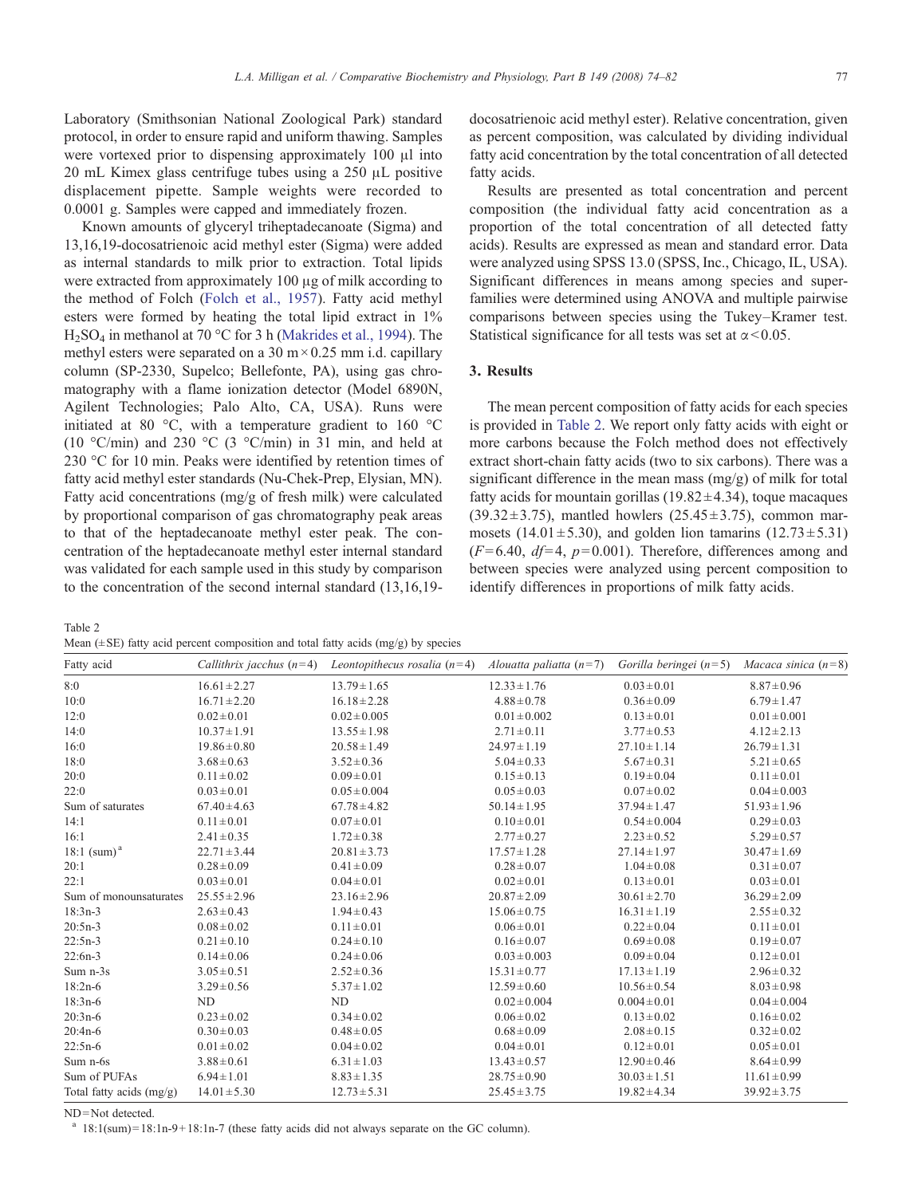Laboratory (Smithsonian National Zoological Park) standard protocol, in order to ensure rapid and uniform thawing. Samples were vortexed prior to dispensing approximately 100 µl into 20 mL Kimex glass centrifuge tubes using a 250 µL positive displacement pipette. Sample weights were recorded to 0.0001 g. Samples were capped and immediately frozen.

Known amounts of glyceryl triheptadecanoate (Sigma) and 13,16,19-docosatrienoic acid methyl ester (Sigma) were added as internal standards to milk prior to extraction. Total lipids were extracted from approximately 100 µg of milk according to the method of Folch (Folch et al., 1957). Fatty acid methyl esters were formed by heating the total lipid extract in 1% $H_2SO_4$ in methanol at 70 °C for 3 h (Makrides et al., 1994). The methyl esters were separated on a 30 m × 0.25 mm i.d. capillary column (SP-2330, Supelco; Bellefonte, PA), using gas chromatography with a flame ionization detector (Model 6890N, Agilent Technologies; Palo Alto, CA, USA). Runs were initiated at 80 °C, with a temperature gradient to 160 °C (10 °C/min) and 230 °C (3 °C/min) in 31 min, and held at 230 °C for 10 min. Peaks were identified by retention times of fatty acid methyl ester standards (Nu-Chek-Prep, Elysian, MN). Fatty acid concentrations (mg/g of fresh milk) were calculated by proportional comparison of gas chromatography peak areas to that of the heptadecanoate methyl ester peak. The concentration of the heptadecanoate methyl ester internal standard was validated for each sample used in this study by comparison to the concentration of the second internal standard (13,16,19-docosatrienoic acid methyl ester). Relative concentration, given as percent composition, was calculated by dividing individual fatty acid concentration by the total concentration of all detected fatty acids.

Results are presented as total concentration and percent composition (the individual fatty acid concentration as a proportion of the total concentration of all detected fatty acids). Results are expressed as mean and standard error. Data were analyzed using SPSS 13.0 (SPSS, Inc., Chicago, IL, USA). Significant differences in means among species and superfamilies were determined using ANOVA and multiple pairwise comparisons between species using the Tukey–Kramer test. Statistical significance for all tests was set at $\alpha < 0.05$.

## 3. Results

The mean percent composition of fatty acids for each species is provided in Table 2. We report only fatty acids with eight or more carbons because the Folch method does not effectively extract short-chain fatty acids (two to six carbons). There was a significant difference in the mean mass (mg/g) of milk for total fatty acids for mountain gorillas (19.82 ± 4.34), toque macaques (39.32 ± 3.75), mantled howlers (25.45 ± 3.75), common marmosets (14.01 ± 5.30), and golden lion tamarins (12.73 ± 5.31) ($F = 6.40$, $df = 4$, $p = 0.001$). Therefore, differences among and between species were analyzed using percent composition to identify differences in proportions of milk fatty acids.

Table 2
Mean (±SE) fatty acid percent composition and total fatty acids (mg/g) by species

| Fatty acid | *Callithrix jacchus* (n=4) | *Leontopithecus rosalia* (n=4) | *Alouatta paliatta* (n=7) | *Gorilla beringei* (n=5) | *Macaca sinica* (n=8) |
|---|---|---|---|---|---|
| 8:0 | 16.61 ± 2.27 | 13.79 ± 1.65 | 12.33 ± 1.76 | 0.03 ± 0.01 | 8.87 ± 0.96 |
| 10:0 | 16.71 ± 2.20 | 16.18 ± 2.28 | 4.88 ± 0.78 | 0.36 ± 0.09 | 6.79 ± 1.47 |
| 12:0 | 0.02 ± 0.01 | 0.02 ± 0.005 | 0.01 ± 0.002 | 0.13 ± 0.01 | 0.01 ± 0.001 |
| 14:0 | 10.37 ± 1.91 | 13.55 ± 1.98 | 2.71 ± 0.11 | 3.77 ± 0.53 | 4.12 ± 2.13 |
| 16:0 | 19.86 ± 0.80 | 20.58 ± 1.49 | 24.97 ± 1.19 | 27.10 ± 1.14 | 26.79 ± 1.31 |
| 18:0 | 3.68 ± 0.63 | 3.52 ± 0.36 | 5.04 ± 0.33 | 5.67 ± 0.31 | 5.21 ± 0.65 |
| 20:0 | 0.11 ± 0.02 | 0.09 ± 0.01 | 0.15 ± 0.13 | 0.19 ± 0.04 | 0.11 ± 0.01 |
| 22:0 | 0.03 ± 0.01 | 0.05 ± 0.004 | 0.05 ± 0.03 | 0.07 ± 0.02 | 0.04 ± 0.003 |
| Sum of saturates | 67.40 ± 4.63 | 67.78 ± 4.82 | 50.14 ± 1.95 | 37.94 ± 1.47 | 51.93 ± 1.96 |
| 14:1 | 0.11 ± 0.01 | 0.07 ± 0.01 | 0.10 ± 0.01 | 0.54 ± 0.004 | 0.29 ± 0.03 |
| 16:1 | 2.41 ± 0.35 | 1.72 ± 0.38 | 2.77 ± 0.27 | 2.23 ± 0.52 | 5.29 ± 0.57 |
| 18:1 (sum)[a] | 22.71 ± 3.44 | 20.81 ± 3.73 | 17.57 ± 1.28 | 27.14 ± 1.97 | 30.47 ± 1.69 |
| 20:1 | 0.28 ± 0.09 | 0.41 ± 0.09 | 0.28 ± 0.07 | 1.04 ± 0.08 | 0.31 ± 0.07 |
| 22:1 | 0.03 ± 0.01 | 0.04 ± 0.01 | 0.02 ± 0.01 | 0.13 ± 0.01 | 0.03 ± 0.01 |
| Sum of monounsaturates | 25.55 ± 2.96 | 23.16 ± 2.96 | 20.87 ± 2.09 | 30.61 ± 2.70 | 36.29 ± 2.09 |
| 18:3n-3 | 2.63 ± 0.43 | 1.94 ± 0.43 | 15.06 ± 0.75 | 16.31 ± 1.19 | 2.55 ± 0.32 |
| 20:5n-3 | 0.08 ± 0.02 | 0.11 ± 0.01 | 0.06 ± 0.01 | 0.22 ± 0.04 | 0.11 ± 0.01 |
| 22:5n-3 | 0.21 ± 0.10 | 0.24 ± 0.10 | 0.16 ± 0.07 | 0.69 ± 0.08 | 0.19 ± 0.07 |
| 22:6n-3 | 0.14 ± 0.06 | 0.24 ± 0.06 | 0.03 ± 0.003 | 0.09 ± 0.04 | 0.12 ± 0.01 |
| Sum n-3s | 3.05 ± 0.51 | 2.52 ± 0.36 | 15.31 ± 0.77 | 17.13 ± 1.19 | 2.96 ± 0.32 |
| 18:2n-6 | 3.29 ± 0.56 | 5.37 ± 1.02 | 12.59 ± 0.60 | 10.56 ± 0.54 | 8.03 ± 0.98 |
| 18:3n-6 | ND | ND | 0.02 ± 0.004 | 0.004 ± 0.01 | 0.04 ± 0.004 |
| 20:3n-6 | 0.23 ± 0.02 | 0.34 ± 0.02 | 0.06 ± 0.02 | 0.13 ± 0.02 | 0.16 ± 0.02 |
| 20:4n-6 | 0.30 ± 0.03 | 0.48 ± 0.05 | 0.68 ± 0.09 | 2.08 ± 0.15 | 0.32 ± 0.02 |
| 22:5n-6 | 0.01 ± 0.02 | 0.04 ± 0.02 | 0.04 ± 0.01 | 0.12 ± 0.01 | 0.05 ± 0.01 |
| Sum n-6s | 3.88 ± 0.61 | 6.31 ± 1.03 | 13.43 ± 0.57 | 12.90 ± 0.46 | 8.64 ± 0.99 |
| Sum of PUFAs | 6.94 ± 1.01 | 8.83 ± 1.35 | 28.75 ± 0.90 | 30.03 ± 1.51 | 11.61 ± 0.99 |
| Total fatty acids (mg/g) | 14.01 ± 5.30 | 12.73 ± 5.31 | 25.45 ± 3.75 | 19.82 ± 4.34 | 39.92 ± 3.75 |

ND = Not detected.

[a] 18:1(sum) = 18:1n-9 + 18:1n-7 (these fatty acids did not always separate on the GC column).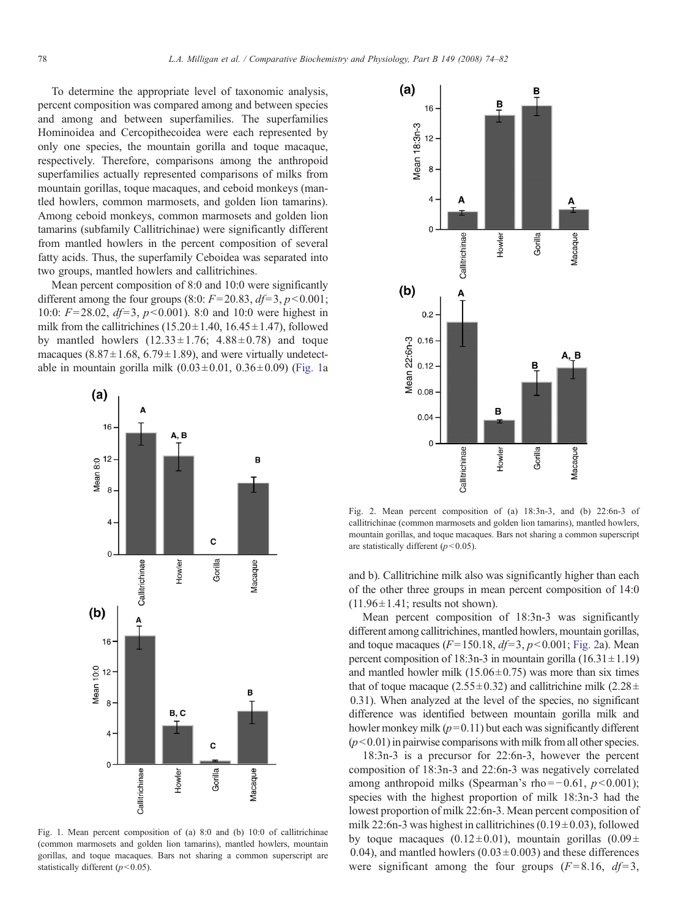To determine the appropriate level of taxonomic analysis, percent composition was compared among and between species and among and between superfamilies. The superfamilies Hominoidea and Cercopithecoidea were each represented by only one species, the mountain gorilla and toque macaque, respectively. Therefore, comparisons among the anthropoid superfamilies actually represented comparisons of milks from mountain gorillas, toque macaques, and ceboid monkeys (mantled howlers, common marmosets, and golden lion tamarins). Among ceboid monkeys, common marmosets and golden lion tamarins (subfamily Callitrichinae) were significantly different from mantled howlers in the percent composition of several fatty acids. Thus, the superfamily Ceboidea was separated into two groups, mantled howlers and callitrichines.

Mean percent composition of 8:0 and 10:0 were significantly different among the four groups (8:0: $F=20.83$, $df=3$, $p<0.001$; 10:0: $F=28.02$, $df=3$, $p<0.001$). 8:0 and 10:0 were highest in milk from the callitrichines ($15.20 \pm 1.40$, $16.45 \pm 1.47$), followed by mantled howlers ($12.33 \pm 1.76$; $4.88 \pm 0.78$) and toque macaques ($8.87 \pm 1.68$, $6.79 \pm 1.89$), and were virtually undetectable in mountain gorilla milk ($0.03 \pm 0.01$, $0.36 \pm 0.09$) (Fig. 1a and b). Callitrichine milk also was significantly higher than each of the other three groups in mean percent composition of 14:0 ($11.96 \pm 1.41$; results not shown).

Fig. 1. Mean percent composition of (a) 8:0 and (b) 10:0 of callitrichinae (common marmosets and golden lion tamarins), mantled howlers, mountain gorillas, and toque macaques. Bars not sharing a common superscript are statistically different ($p<0.05$).

Fig. 2. Mean percent composition of (a) 18:3n-3, and (b) 22:6n-3 of callitrichinae (common marmosets and golden lion tamarins), mantled howlers, mountain gorillas, and toque macaques. Bars not sharing a common superscript are statistically different ($p<0.05$).

Mean percent composition of 18:3n-3 was significantly different among callitrichines, mantled howlers, mountain gorillas, and toque macaques ($F=150.18$, $df=3$, $p<0.001$; Fig. 2a). Mean percent composition of 18:3n-3 in mountain gorilla ($16.31 \pm 1.19$) and mantled howler milk ($15.06 \pm 0.75$) was more than six times that of toque macaque ($2.55 \pm 0.32$) and callitrichine milk ($2.28 \pm 0.31$). When analyzed at the level of the species, no significant difference was identified between mountain gorilla milk and howler monkey milk ($p=0.11$) but each was significantly different ($p<0.01$) in pairwise comparisons with milk from all other species.

18:3n-3 is a precursor for 22:6n-3, however the percent composition of 18:3n-3 and 22:6n-3 was negatively correlated among anthropoid milks (Spearman's rho $=-0.61$, $p<0.001$); species with the highest proportion of milk 18:3n-3 had the lowest proportion of milk 22:6n-3. Mean percent composition of milk 22:6n-3 was highest in callitrichines ($0.19 \pm 0.03$), followed by toque macaques ($0.12 \pm 0.01$), mountain gorillas ($0.09 \pm 0.04$), and mantled howlers ($0.03 \pm 0.003$) and these differences were significant among the four groups ($F=8.16$, $df=3$,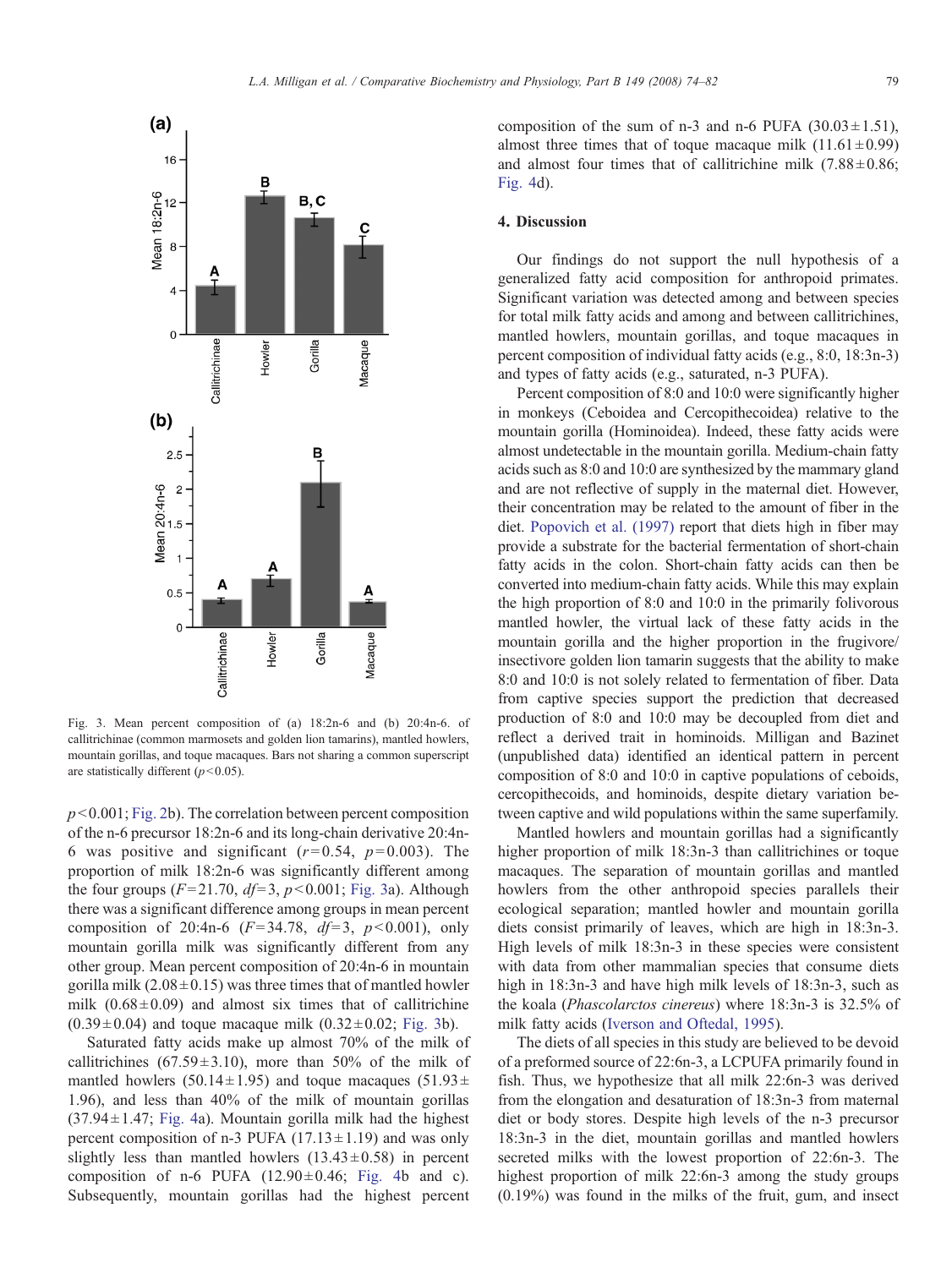Fig. 3. Mean percent composition of (a) 18:2n-6 and (b) 20:4n-6. of callitrichinae (common marmosets and golden lion tamarins), mantled howlers, mountain gorillas, and toque macaques. Bars not sharing a common superscript are statistically different ($p<0.05$).

$p<0.001$; Fig. 2b). The correlation between percent composition of the n-6 precursor 18:2n-6 and its long-chain derivative 20:4n-6 was positive and significant ($r=0.54$, $p=0.003$). The proportion of milk 18:2n-6 was significantly different among the four groups ($F=21.70$, $df=3$, $p<0.001$; Fig. 3a). Although there was a significant difference among groups in mean percent composition of 20:4n-6 ($F=34.78$, $df=3$, $p<0.001$), only mountain gorilla milk was significantly different from any other group. Mean percent composition of 20:4n-6 in mountain gorilla milk ($2.08\pm0.15$) was three times that of mantled howler milk ($0.68\pm0.09$) and almost six times that of callitrichine ($0.39\pm0.04$) and toque macaque milk ($0.32\pm0.02$; Fig. 3b).

Saturated fatty acids make up almost 70% of the milk of callitrichines ($67.59\pm3.10$), more than 50% of the milk of mantled howlers ($50.14\pm1.95$) and toque macaques ($51.93\pm1.96$), and less than 40% of the milk of mountain gorillas ($37.94\pm1.47$; Fig. 4a). Mountain gorilla milk had the highest percent composition of n-3 PUFA ($17.13\pm1.19$) and was only slightly less than mantled howlers ($13.43\pm0.58$) in percent composition of n-6 PUFA ($12.90\pm0.46$; Fig. 4b and c). Subsequently, mountain gorillas had the highest percent composition of the sum of n-3 and n-6 PUFA ($30.03\pm1.51$), almost three times that of toque macaque milk ($11.61\pm0.99$) and almost four times that of callitrichine milk ($7.88\pm0.86$; Fig. 4d).

## 4. Discussion

Our findings do not support the null hypothesis of a generalized fatty acid composition for anthropoid primates. Significant variation was detected among and between species for total milk fatty acids and among and between callitrichines, mantled howlers, mountain gorillas, and toque macaques in percent composition of individual fatty acids (e.g., 8:0, 18:3n-3) and types of fatty acids (e.g., saturated, n-3 PUFA).

Percent composition of 8:0 and 10:0 were significantly higher in monkeys (Ceboidea and Cercopithecoidea) relative to the mountain gorilla (Hominoidea). Indeed, these fatty acids were almost undetectable in the mountain gorilla. Medium-chain fatty acids such as 8:0 and 10:0 are synthesized by the mammary gland and are not reflective of supply in the maternal diet. However, their concentration may be related to the amount of fiber in the diet. Popovich et al. (1997) report that diets high in fiber may provide a substrate for the bacterial fermentation of short-chain fatty acids in the colon. Short-chain fatty acids can then be converted into medium-chain fatty acids. While this may explain the high proportion of 8:0 and 10:0 in the primarily folivorous mantled howler, the virtual lack of these fatty acids in the mountain gorilla and the higher proportion in the frugivore/insectivore golden lion tamarin suggests that the ability to make 8:0 and 10:0 is not solely related to fermentation of fiber. Data from captive species support the prediction that decreased production of 8:0 and 10:0 may be decoupled from diet and reflect a derived trait in hominoids. Milligan and Bazinet (unpublished data) identified an identical pattern in percent composition of 8:0 and 10:0 in captive populations of ceboids, cercopithecoids, and hominoids, despite dietary variation between captive and wild populations within the same superfamily.

Mantled howlers and mountain gorillas had a significantly higher proportion of milk 18:3n-3 than callitrichines or toque macaques. The separation of mountain gorillas and mantled howlers from the other anthropoid species parallels their ecological separation; mantled howler and mountain gorilla diets consist primarily of leaves, which are high in 18:3n-3. High levels of milk 18:3n-3 in these species were consistent with data from other mammalian species that consume diets high in 18:3n-3 and have high milk levels of 18:3n-3, such as the koala (*Phascolarctos cinereus*) where 18:3n-3 is 32.5% of milk fatty acids (Iverson and Oftedal, 1995).

The diets of all species in this study are believed to be devoid of a preformed source of 22:6n-3, a LCPUFA primarily found in fish. Thus, we hypothesize that all milk 22:6n-3 was derived from the elongation and desaturation of 18:3n-3 from maternal diet or body stores. Despite high levels of the n-3 precursor 18:3n-3 in the diet, mountain gorillas and mantled howlers secreted milks with the lowest proportion of 22:6n-3. The highest proportion of milk 22:6n-3 among the study groups (0.19%) was found in the milks of the fruit, gum, and insect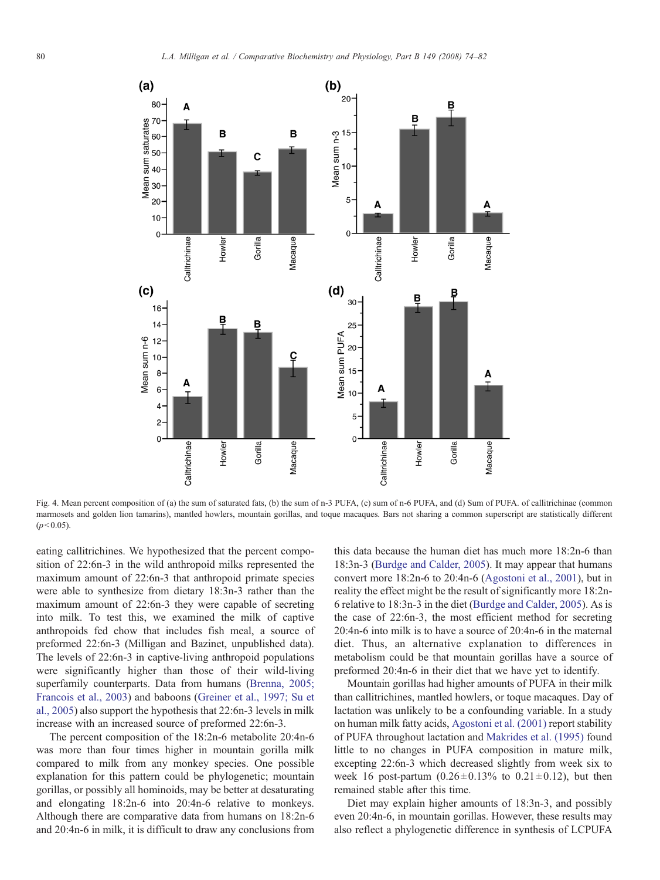Fig. 4. Mean percent composition of (a) the sum of saturated fats, (b) the sum of n-3 PUFA, (c) sum of n-6 PUFA, and (d) Sum of PUFA. of callitrichinae (common marmosets and golden lion tamarins), mantled howlers, mountain gorillas, and toque macaques. Bars not sharing a common superscript are statistically different ($p < 0.05$).

eating callitrichines. We hypothesized that the percent composition of 22:6n-3 in the wild anthropoid milks represented the maximum amount of 22:6n-3 that anthropoid primate species were able to synthesize from dietary 18:3n-3 rather than the maximum amount of 22:6n-3 they were capable of secreting into milk. To test this, we examined the milk of captive anthropoids fed chow that includes fish meal, a source of preformed 22:6n-3 (Milligan and Bazinet, unpublished data). The levels of 22:6n-3 in captive-living anthropoid populations were significantly higher than those of their wild-living superfamily counterparts. Data from humans (Brenna, 2005; Francois et al., 2003) and baboons (Greiner et al., 1997; Su et al., 2005) also support the hypothesis that 22:6n-3 levels in milk increase with an increased source of preformed 22:6n-3.

The percent composition of the 18:2n-6 metabolite 20:4n-6 was more than four times higher in mountain gorilla milk compared to milk from any monkey species. One possible explanation for this pattern could be phylogenetic; mountain gorillas, or possibly all hominoids, may be better at desaturating and elongating 18:2n-6 into 20:4n-6 relative to monkeys. Although there are comparative data from humans on 18:2n-6 and 20:4n-6 in milk, it is difficult to draw any conclusions from this data because the human diet has much more 18:2n-6 than 18:3n-3 (Burdge and Calder, 2005). It may appear that humans convert more 18:2n-6 to 20:4n-6 (Agostoni et al., 2001), but in reality the effect might be the result of significantly more 18:2n-6 relative to 18:3n-3 in the diet (Burdge and Calder, 2005). As is the case of 22:6n-3, the most efficient method for secreting 20:4n-6 into milk is to have a source of 20:4n-6 in the maternal diet. Thus, an alternative explanation to differences in metabolism could be that mountain gorillas have a source of preformed 20:4n-6 in their diet that we have yet to identify.

Mountain gorillas had higher amounts of PUFA in their milk than callitrichines, mantled howlers, or toque macaques. Day of lactation was unlikely to be a confounding variable. In a study on human milk fatty acids, Agostoni et al. (2001) report stability of PUFA throughout lactation and Makrides et al. (1995) found little to no changes in PUFA composition in mature milk, excepting 22:6n-3 which decreased slightly from week six to week 16 post-partum ($0.26 \pm 0.13\%$ to $0.21 \pm 0.12$), but then remained stable after this time.

Diet may explain higher amounts of 18:3n-3, and possibly even 20:4n-6, in mountain gorillas. However, these results may also reflect a phylogenetic difference in synthesis of LCPUFA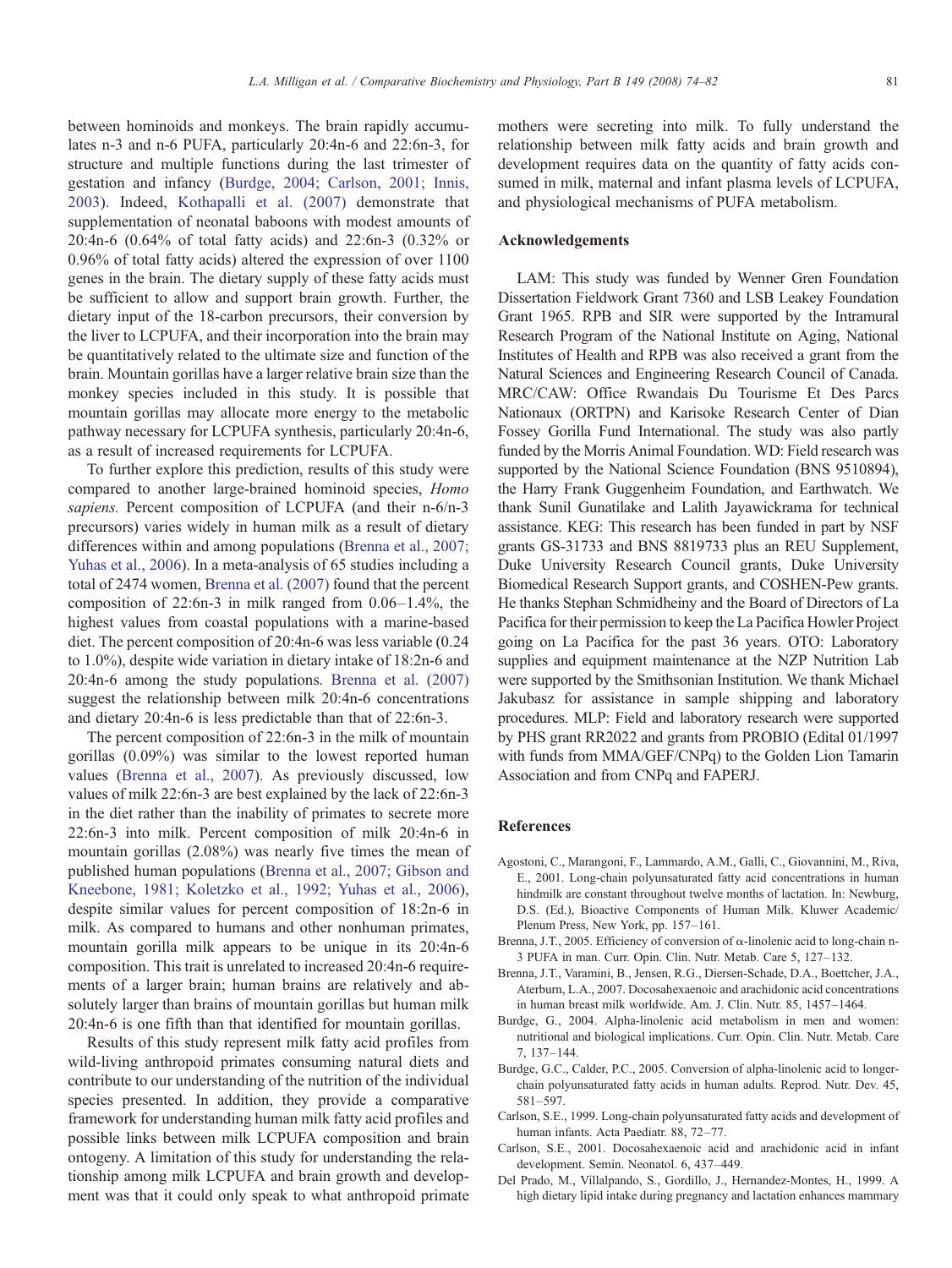between hominoids and monkeys. The brain rapidly accumulates n-3 and n-6 PUFA, particularly 20:4n-6 and 22:6n-3, for structure and multiple functions during the last trimester of gestation and infancy (Burdge, 2004; Carlson, 2001; Innis, 2003). Indeed, Kothapalli et al. (2007) demonstrate that supplementation of neonatal baboons with modest amounts of 20:4n-6 (0.64% of total fatty acids) and 22:6n-3 (0.32% or 0.96% of total fatty acids) altered the expression of over 1100 genes in the brain. The dietary supply of these fatty acids must be sufficient to allow and support brain growth. Further, the dietary input of the 18-carbon precursors, their conversion by the liver to LCPUFA, and their incorporation into the brain may be quantitatively related to the ultimate size and function of the brain. Mountain gorillas have a larger relative brain size than the monkey species included in this study. It is possible that mountain gorillas may allocate more energy to the metabolic pathway necessary for LCPUFA synthesis, particularly 20:4n-6, as a result of increased requirements for LCPUFA.

To further explore this prediction, results of this study were compared to another large-brained hominoid species, *Homo sapiens.* Percent composition of LCPUFA (and their n-6/n-3 precursors) varies widely in human milk as a result of dietary differences within and among populations (Brenna et al., 2007; Yuhas et al., 2006). In a meta-analysis of 65 studies including a total of 2474 women, Brenna et al. (2007) found that the percent composition of 22:6n-3 in milk ranged from 0.06–1.4%, the highest values from coastal populations with a marine-based diet. The percent composition of 20:4n-6 was less variable (0.24 to 1.0%), despite wide variation in dietary intake of 18:2n-6 and 20:4n-6 among the study populations. Brenna et al. (2007) suggest the relationship between milk 20:4n-6 concentrations and dietary 20:4n-6 is less predictable than that of 22:6n-3.

The percent composition of 22:6n-3 in the milk of mountain gorillas (0.09%) was similar to the lowest reported human values (Brenna et al., 2007). As previously discussed, low values of milk 22:6n-3 are best explained by the lack of 22:6n-3 in the diet rather than the inability of primates to secrete more 22:6n-3 into milk. Percent composition of milk 20:4n-6 in mountain gorillas (2.08%) was nearly five times the mean of published human populations (Brenna et al., 2007; Gibson and Kneebone, 1981; Koletzko et al., 1992; Yuhas et al., 2006), despite similar values for percent composition of 18:2n-6 in milk. As compared to humans and other nonhuman primates, mountain gorilla milk appears to be unique in its 20:4n-6 composition. This trait is unrelated to increased 20:4n-6 requirements of a larger brain; human brains are relatively and absolutely larger than brains of mountain gorillas but human milk 20:4n-6 is one fifth than that identified for mountain gorillas.

Results of this study represent milk fatty acid profiles from wild-living anthropoid primates consuming natural diets and contribute to our understanding of the nutrition of the individual species presented. In addition, they provide a comparative framework for understanding human milk fatty acid profiles and possible links between milk LCPUFA composition and brain ontogeny. A limitation of this study for understanding the relationship among milk LCPUFA and brain growth and development was that it could only speak to what anthropoid primate mothers were secreting into milk. To fully understand the relationship between milk fatty acids and brain growth and development requires data on the quantity of fatty acids consumed in milk, maternal and infant plasma levels of LCPUFA, and physiological mechanisms of PUFA metabolism.

## Acknowledgements

LAM: This study was funded by Wenner Gren Foundation Dissertation Fieldwork Grant 7360 and LSB Leakey Foundation Grant 1965. RPB and SIR were supported by the Intramural Research Program of the National Institute on Aging, National Institutes of Health and RPB was also received a grant from the Natural Sciences and Engineering Research Council of Canada. MRC/CAW: Office Rwandais Du Tourisme Et Des Parcs Nationaux (ORTPN) and Karisoke Research Center of Dian Fossey Gorilla Fund International. The study was also partly funded by the Morris Animal Foundation. WD: Field research was supported by the National Science Foundation (BNS 9510894), the Harry Frank Guggenheim Foundation, and Earthwatch. We thank Sunil Gunatilake and Lalith Jayawickrama for technical assistance. KEG: This research has been funded in part by NSF grants GS-31733 and BNS 8819733 plus an REU Supplement, Duke University Research Council grants, Duke University Biomedical Research Support grants, and COSHEN-Pew grants. He thanks Stephan Schmidheiny and the Board of Directors of La Pacifica for their permission to keep the La Pacifica Howler Project going on La Pacifica for the past 36 years. OTO: Laboratory supplies and equipment maintenance at the NZP Nutrition Lab were supported by the Smithsonian Institution. We thank Michael Jakubasz for assistance in sample shipping and laboratory procedures. MLP: Field and laboratory research were supported by PHS grant RR2022 and grants from PROBIO (Edital 01/1997 with funds from MMA/GEF/CNPq) to the Golden Lion Tamarin Association and from CNPq and FAPERJ.

## References

Agostoni, C., Marangoni, F., Lammardo, A.M., Galli, C., Giovannini, M., Riva, E., 2001. Long-chain polyunsaturated fatty acid concentrations in human hindmilk are constant throughout twelve months of lactation. In: Newburg, D.S. (Ed.), Bioactive Components of Human Milk. Kluwer Academic/Plenum Press, New York, pp. 157–161.

Brenna, J.T., 2005. Efficiency of conversion of α-linolenic acid to long-chain n-3 PUFA in man. Curr. Opin. Clin. Nutr. Metab. Care 5, 127–132.

Brenna, J.T., Varamini, B., Jensen, R.G., Diersen-Schade, D.A., Boettcher, J.A., Aterburn, L.A., 2007. Docosahexaenoic and arachidonic acid concentrations in human breast milk worldwide. Am. J. Clin. Nutr. 85, 1457–1464.

Burdge, G., 2004. Alpha-linolenic acid metabolism in men and women: nutritional and biological implications. Curr. Opin. Clin. Nutr. Metab. Care 7, 137–144.

Burdge, G.C., Calder, P.C., 2005. Conversion of alpha-linolenic acid to longer-chain polyunsaturated fatty acids in human adults. Reprod. Nutr. Dev. 45, 581–597.

Carlson, S.E., 1999. Long-chain polyunsaturated fatty acids and development of human infants. Acta Paediatr. 88, 72–77.

Carlson, S.E., 2001. Docosahexaenoic acid and arachidonic acid in infant development. Semin. Neonatol. 6, 437–449.

Del Prado, M., Villalpando, S., Gordillo, J., Hernandez-Montes, H., 1999. A high dietary lipid intake during pregnancy and lactation enhances mammary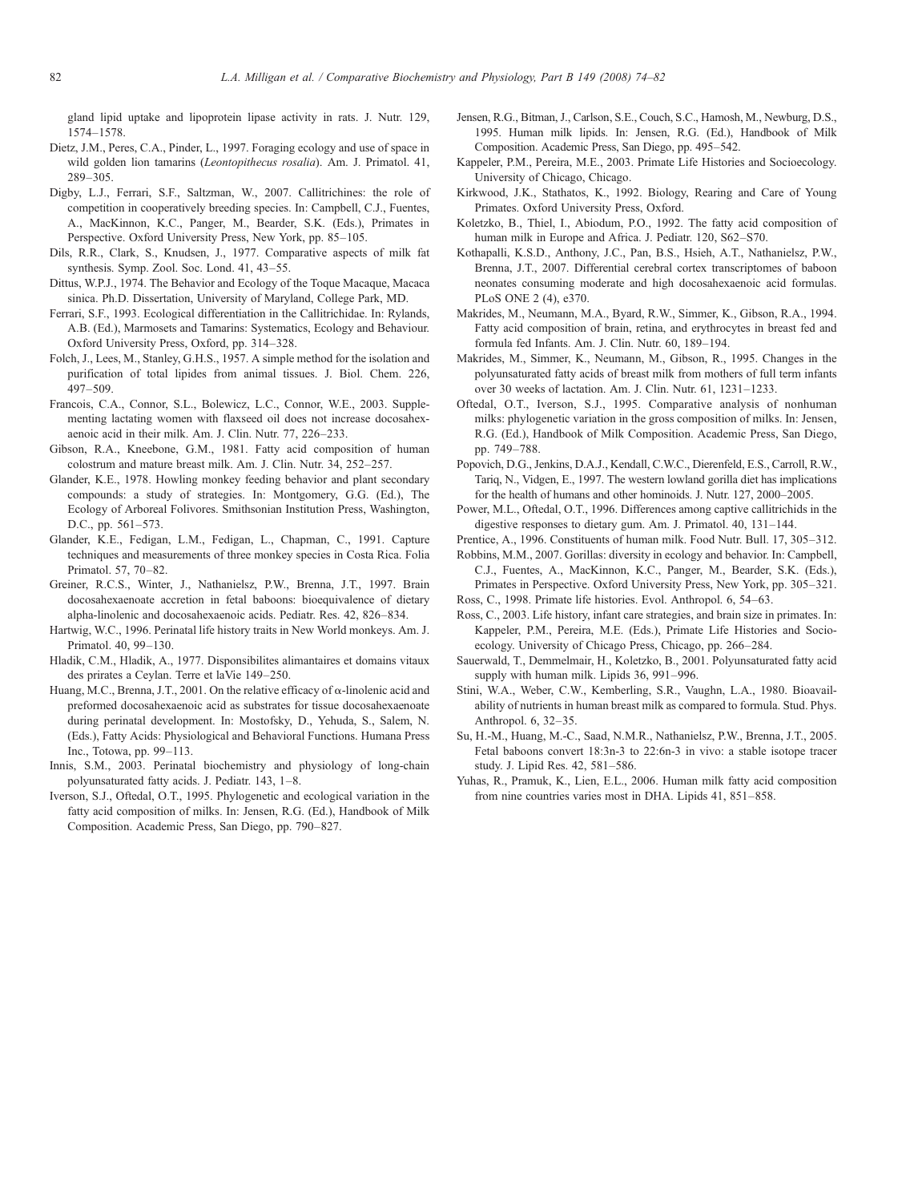gland lipid uptake and lipoprotein lipase activity in rats. J. Nutr. 129, 1574–1578.

Dietz, J.M., Peres, C.A., Pinder, L., 1997. Foraging ecology and use of space in wild golden lion tamarins (*Leontopithecus rosalia*). Am. J. Primatol. 41, 289–305.

Digby, L.J., Ferrari, S.F., Saltzman, W., 2007. Callitrichines: the role of competition in cooperatively breeding species. In: Campbell, C.J., Fuentes, A., MacKinnon, K.C., Panger, M., Bearder, S.K. (Eds.), Primates in Perspective. Oxford University Press, New York, pp. 85–105.

Dils, R.R., Clark, S., Knudsen, J., 1977. Comparative aspects of milk fat synthesis. Symp. Zool. Soc. Lond. 41, 43–55.

Dittus, W.P.J., 1974. The Behavior and Ecology of the Toque Macaque, Macaca sinica. Ph.D. Dissertation, University of Maryland, College Park, MD.

Ferrari, S.F., 1993. Ecological differentiation in the Callitrichidae. In: Rylands, A.B. (Ed.), Marmosets and Tamarins: Systematics, Ecology and Behaviour. Oxford University Press, Oxford, pp. 314–328.

Folch, J., Lees, M., Stanley, G.H.S., 1957. A simple method for the isolation and purification of total lipides from animal tissues. J. Biol. Chem. 226, 497–509.

Francois, C.A., Connor, S.L., Bolewicz, L.C., Connor, W.E., 2003. Supplementing lactating women with flaxseed oil does not increase docosahexaenoic acid in their milk. Am. J. Clin. Nutr. 77, 226–233.

Gibson, R.A., Kneebone, G.M., 1981. Fatty acid composition of human colostrum and mature breast milk. Am. J. Clin. Nutr. 34, 252–257.

Glander, K.E., 1978. Howling monkey feeding behavior and plant secondary compounds: a study of strategies. In: Montgomery, G.G. (Ed.), The Ecology of Arboreal Folivores. Smithsonian Institution Press, Washington, D.C., pp. 561–573.

Glander, K.E., Fedigan, L.M., Fedigan, L., Chapman, C., 1991. Capture techniques and measurements of three monkey species in Costa Rica. Folia Primatol. 57, 70–82.

Greiner, R.C.S., Winter, J., Nathanielsz, P.W., Brenna, J.T., 1997. Brain docosahexaenoate accretion in fetal baboons: bioequivalence of dietary alpha-linolenic and docosahexaenoic acids. Pediatr. Res. 42, 826–834.

Hartwig, W.C., 1996. Perinatal life history traits in New World monkeys. Am. J. Primatol. 40, 99–130.

Hladik, C.M., Hladik, A., 1977. Disponsibilites alimantaires et domains vitaux des prirates a Ceylan. Terre et laVie 149–250.

Huang, M.C., Brenna, J.T., 2001. On the relative efficacy of α-linolenic acid and preformed docosahexaenoic acid as substrates for tissue docosahexaenoate during perinatal development. In: Mostofsky, D., Yehuda, S., Salem, N. (Eds.), Fatty Acids: Physiological and Behavioral Functions. Humana Press Inc., Totowa, pp. 99–113.

Innis, S.M., 2003. Perinatal biochemistry and physiology of long-chain polyunsaturated fatty acids. J. Pediatr. 143, 1–8.

Iverson, S.J., Oftedal, O.T., 1995. Phylogenetic and ecological variation in the fatty acid composition of milks. In: Jensen, R.G. (Ed.), Handbook of Milk Composition. Academic Press, San Diego, pp. 790–827.

Jensen, R.G., Bitman, J., Carlson, S.E., Couch, S.C., Hamosh, M., Newburg, D.S., 1995. Human milk lipids. In: Jensen, R.G. (Ed.), Handbook of Milk Composition. Academic Press, San Diego, pp. 495–542.

Kappeler, P.M., Pereira, M.E., 2003. Primate Life Histories and Socioecology. University of Chicago, Chicago.

Kirkwood, J.K., Stathatos, K., 1992. Biology, Rearing and Care of Young Primates. Oxford University Press, Oxford.

Koletzko, B., Thiel, I., Abiodum, P.O., 1992. The fatty acid composition of human milk in Europe and Africa. J. Pediatr. 120, S62–S70.

Kothapalli, K.S.D., Anthony, J.C., Pan, B.S., Hsieh, A.T., Nathanielsz, P.W., Brenna, J.T., 2007. Differential cerebral cortex transcriptomes of baboon neonates consuming moderate and high docosahexaenoic acid formulas. PLoS ONE 2 (4), e370.

Makrides, M., Neumann, M.A., Byard, R.W., Simmer, K., Gibson, R.A., 1994. Fatty acid composition of brain, retina, and erythrocytes in breast fed and formula fed Infants. Am. J. Clin. Nutr. 60, 189–194.

Makrides, M., Simmer, K., Neumann, M., Gibson, R., 1995. Changes in the polyunsaturated fatty acids of breast milk from mothers of full term infants over 30 weeks of lactation. Am. J. Clin. Nutr. 61, 1231–1233.

Oftedal, O.T., Iverson, S.J., 1995. Comparative analysis of nonhuman milks: phylogenetic variation in the gross composition of milks. In: Jensen, R.G. (Ed.), Handbook of Milk Composition. Academic Press, San Diego, pp. 749–788.

Popovich, D.G., Jenkins, D.A.J., Kendall, C.W.C., Dierenfeld, E.S., Carroll, R.W., Tariq, N., Vidgen, E., 1997. The western lowland gorilla diet has implications for the health of humans and other hominoids. J. Nutr. 127, 2000–2005.

Power, M.L., Oftedal, O.T., 1996. Differences among captive callitrichids in the digestive responses to dietary gum. Am. J. Primatol. 40, 131–144.

Prentice, A., 1996. Constituents of human milk. Food Nutr. Bull. 17, 305–312.

Robbins, M.M., 2007. Gorillas: diversity in ecology and behavior. In: Campbell, C.J., Fuentes, A., MacKinnon, K.C., Panger, M., Bearder, S.K. (Eds.), Primates in Perspective. Oxford University Press, New York, pp. 305–321.

Ross, C., 1998. Primate life histories. Evol. Anthropol. 6, 54–63.

Ross, C., 2003. Life history, infant care strategies, and brain size in primates. In: Kappeler, P.M., Pereira, M.E. (Eds.), Primate Life Histories and Socioecology. University of Chicago Press, Chicago, pp. 266–284.

Sauerwald, T., Demmelmair, H., Koletzko, B., 2001. Polyunsaturated fatty acid supply with human milk. Lipids 36, 991–996.

Stini, W.A., Weber, C.W., Kemberling, S.R., Vaughn, L.A., 1980. Bioavailability of nutrients in human breast milk as compared to formula. Stud. Phys. Anthropol. 6, 32–35.

Su, H.-M., Huang, M.-C., Saad, N.M.R., Nathanielsz, P.W., Brenna, J.T., 2005. Fetal baboons convert 18:3n-3 to 22:6n-3 in vivo: a stable isotope tracer study. J. Lipid Res. 42, 581–586.

Yuhas, R., Pramuk, K., Lien, E.L., 2006. Human milk fatty acid composition from nine countries varies most in DHA. Lipids 41, 851–858.